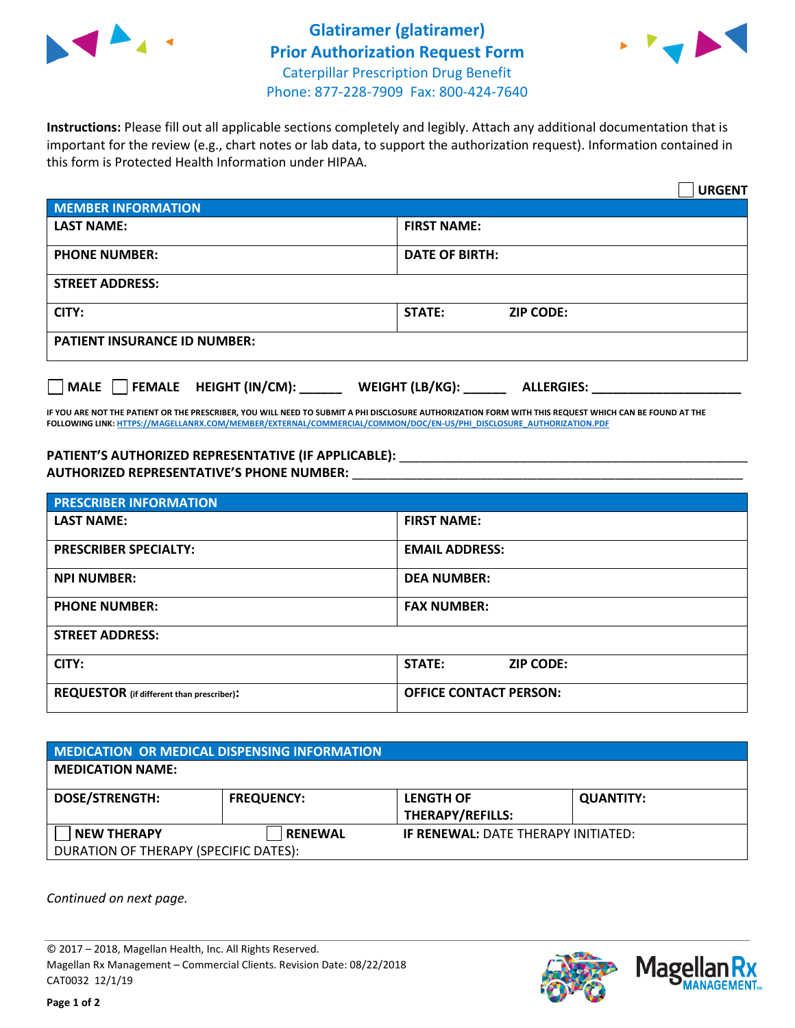# Glatiramer (glatiramer)
## Prior Authorization Request Form

Caterpillar Prescription Drug Benefit
Phone: 877-228-7909 Fax: 800-424-7640

**Instructions:** Please fill out all applicable sections completely and legibly. Attach any additional documentation that is important for the review (e.g., chart notes or lab data, to support the authorization request). Information contained in this form is Protected Health Information under HIPAA.

☐ **URGENT**

| **MEMBER INFORMATION** | |
|---|---|
| **LAST NAME:** | **FIRST NAME:** |
| **PHONE NUMBER:** | **DATE OF BIRTH:** |
| **STREET ADDRESS:** | |
| **CITY:** | **STATE:** **ZIP CODE:** |
| **PATIENT INSURANCE ID NUMBER:** | |

☐ **MALE** ☐ **FEMALE** **HEIGHT (IN/CM):** ______ **WEIGHT (LB/KG):** ______ **ALLERGIES:** ____________________

**IF YOU ARE NOT THE PATIENT OR THE PRESCRIBER, YOU WILL NEED TO SUBMIT A PHI DISCLOSURE AUTHORIZATION FORM WITH THIS REQUEST WHICH CAN BE FOUND AT THE FOLLOWING LINK: HTTPS://MAGELLANRX.COM/MEMBER/EXTERNAL/COMMERCIAL/COMMON/DOC/EN-US/PHI_DISCLOSURE_AUTHORIZATION.PDF**

**PATIENT'S AUTHORIZED REPRESENTATIVE (IF APPLICABLE):** ____________________________________________
**AUTHORIZED REPRESENTATIVE'S PHONE NUMBER:** ____________________________________________

| **PRESCRIBER INFORMATION** | |
|---|---|
| **LAST NAME:** | **FIRST NAME:** |
| **PRESCRIBER SPECIALTY:** | **EMAIL ADDRESS:** |
| **NPI NUMBER:** | **DEA NUMBER:** |
| **PHONE NUMBER:** | **FAX NUMBER:** |
| **STREET ADDRESS:** | |
| **CITY:** | **STATE:** **ZIP CODE:** |
| **REQUESTOR** (if different than prescriber)**:** | **OFFICE CONTACT PERSON:** |

| **MEDICATION OR MEDICAL DISPENSING INFORMATION** | | | |
|---|---|---|---|
| **MEDICATION NAME:** | | | |
| **DOSE/STRENGTH:** | **FREQUENCY:** | **LENGTH OF THERAPY/REFILLS:** | **QUANTITY:** |
| ☐ **NEW THERAPY** | ☐ **RENEWAL** | **IF RENEWAL:** DATE THERAPY INITIATED: | |
| DURATION OF THERAPY (SPECIFIC DATES): | | | |

*Continued on next page.*

© 2017 – 2018, Magellan Health, Inc. All Rights Reserved.
Magellan Rx Management – Commercial Clients. Revision Date: 08/22/2018
CAT0032 12/1/19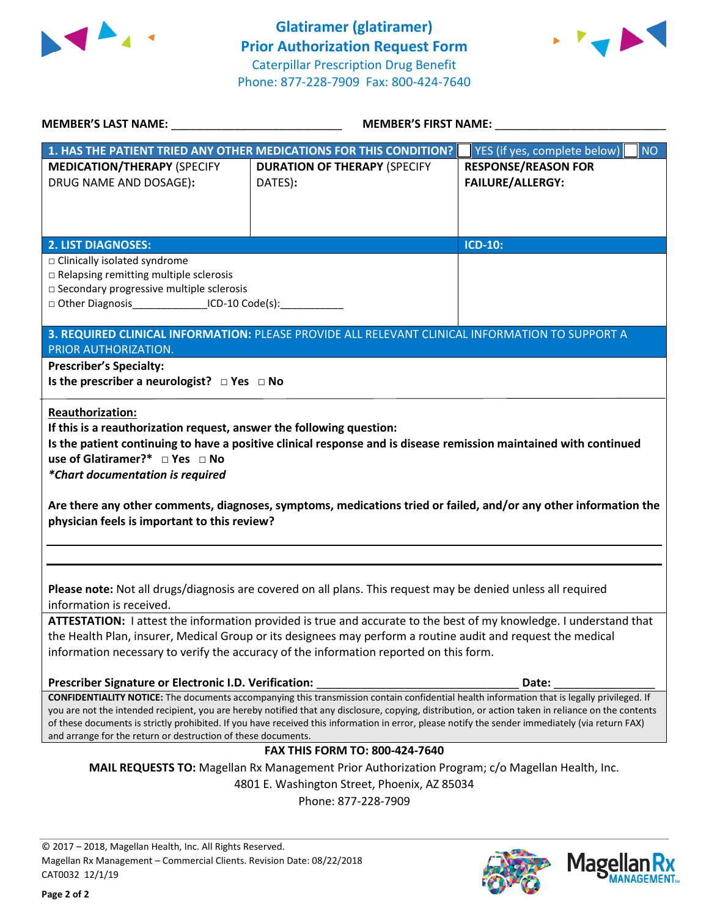# Glatiramer (glatiramer) Prior Authorization Request Form

Caterpillar Prescription Drug Benefit
Phone: 877-228-7909 Fax: 800-424-7640

**MEMBER'S LAST NAME:** ___________________________ **MEMBER'S FIRST NAME:** ___________________________

| **1. HAS THE PATIENT TRIED ANY OTHER MEDICATIONS FOR THIS CONDITION?** | ☐ YES (if yes, complete below) | ☐ NO |
|---|---|---|
| **MEDICATION/THERAPY** (SPECIFY DRUG NAME AND DOSAGE): | **DURATION OF THERAPY** (SPECIFY DATES): | **RESPONSE/REASON FOR FAILURE/ALLERGY:** |
| | | |

| **2. LIST DIAGNOSES:** | **ICD-10:** |
|---|---|
| □ Clinically isolated syndrome<br>□ Relapsing remitting multiple sclerosis<br>□ Secondary progressive multiple sclerosis<br>□ Other Diagnosis_____________ICD-10 Code(s):___________ | |

**3. REQUIRED CLINICAL INFORMATION:** PLEASE PROVIDE ALL RELEVANT CLINICAL INFORMATION TO SUPPORT A PRIOR AUTHORIZATION.

**Prescriber's Specialty:**

**Is the prescriber a neurologist?** □ **Yes** □ **No**

**Reauthorization:**

**If this is a reauthorization request, answer the following question:**

**Is the patient continuing to have a positive clinical response and is disease remission maintained with continued use of Glatiramer?*** □ **Yes** □ **No**

***Chart documentation is required***

**Are there any other comments, diagnoses, symptoms, medications tried or failed, and/or any other information the physician feels is important to this review?**

_______________________________________________________________________________

_______________________________________________________________________________

**Please note:** Not all drugs/diagnosis are covered on all plans. This request may be denied unless all required information is received.

**ATTESTATION:** I attest the information provided is true and accurate to the best of my knowledge. I understand that the Health Plan, insurer, Medical Group or its designees may perform a routine audit and request the medical information necessary to verify the accuracy of the information reported on this form.

**Prescriber Signature or Electronic I.D. Verification:** ________________________________ **Date:** ________________

**CONFIDENTIALITY NOTICE:** The documents accompanying this transmission contain confidential health information that is legally privileged. If you are not the intended recipient, you are hereby notified that any disclosure, copying, distribution, or action taken in reliance on the contents of these documents is strictly prohibited. If you have received this information in error, please notify the sender immediately (via return FAX) and arrange for the return or destruction of these documents.

**FAX THIS FORM TO: 800-424-7640**

**MAIL REQUESTS TO:** Magellan Rx Management Prior Authorization Program; c/o Magellan Health, Inc.
4801 E. Washington Street, Phoenix, AZ 85034
Phone: 877-228-7909

© 2017 – 2018, Magellan Health, Inc. All Rights Reserved.
Magellan Rx Management – Commercial Clients. Revision Date: 08/22/2018
CAT0032 12/1/19